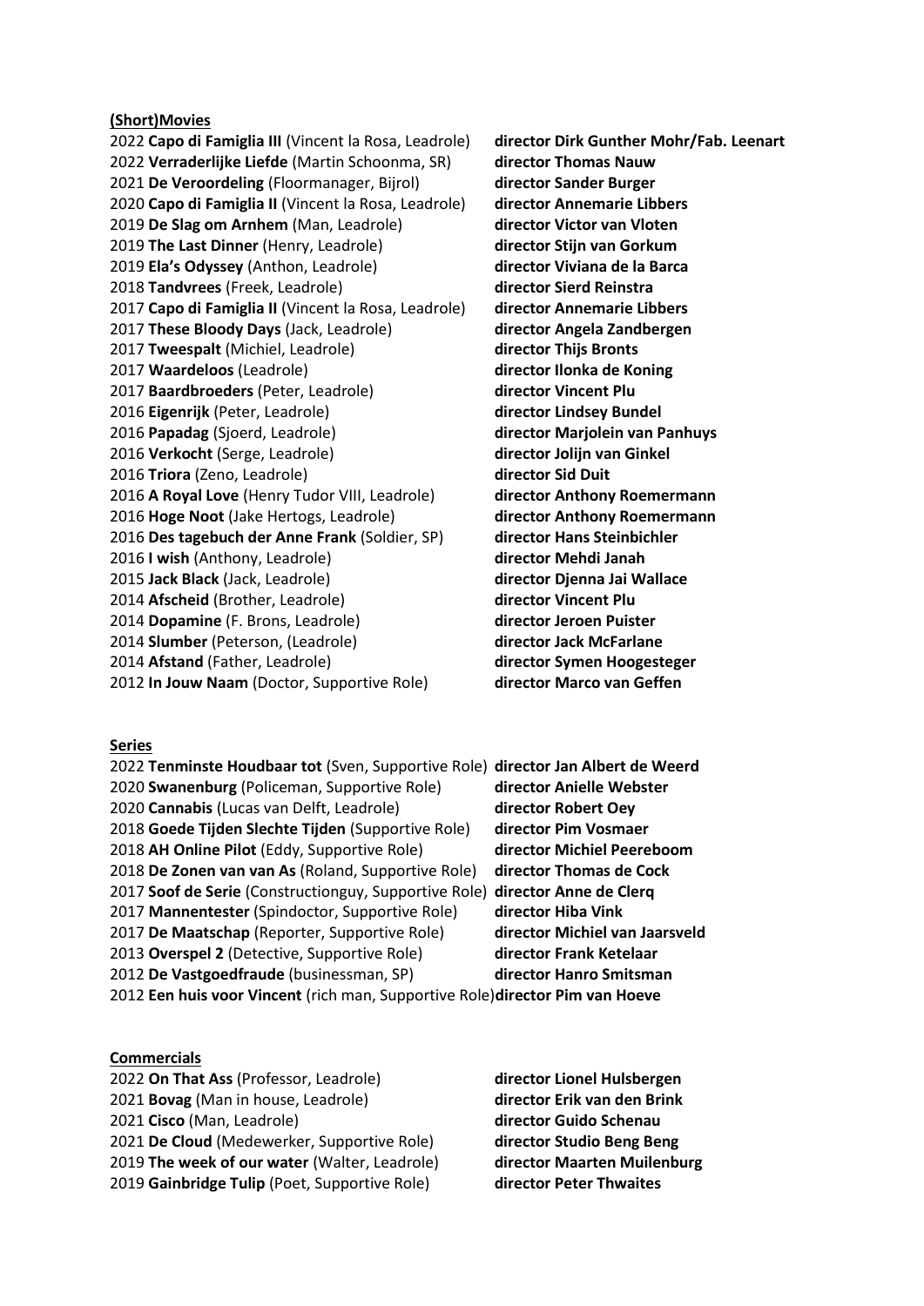**(Short)Movies**

2022 **Capo di Famiglia III** (Vincent la Rosa, Leadrole) **director Dirk Gunther Mohr/Fab. Leenart**
2022 **Verraderlijke Liefde** (Martin Schoonma, SR) **director Thomas Nauw**
2021 **De Veroordeling** (Floormanager, Bijrol) **director Sander Burger**
2020 **Capo di Famiglia II** (Vincent la Rosa, Leadrole) **director Annemarie Libbers**
2019 **De Slag om Arnhem** (Man, Leadrole) **director Victor van Vloten**
2019 **The Last Dinner** (Henry, Leadrole) **director Stijn van Gorkum**
2019 **Ela's Odyssey** (Anthon, Leadrole) **director Viviana de la Barca**
2018 **Tandvrees** (Freek, Leadrole) **director Sierd Reinstra**
2017 **Capo di Famiglia II** (Vincent la Rosa, Leadrole) **director Annemarie Libbers**
2017 **These Bloody Days** (Jack, Leadrole) **director Angela Zandbergen**
2017 **Tweespalt** (Michiel, Leadrole) **director Thijs Bronts**
2017 **Waardeloos** (Leadrole) **director Ilonka de Koning**
2017 **Baardbroeders** (Peter, Leadrole) **director Vincent Plu**
2016 **Eigenrijk** (Peter, Leadrole) **director Lindsey Bundel**
2016 **Papadag** (Sjoerd, Leadrole) **director Marjolein van Panhuys**
2016 **Verkocht** (Serge, Leadrole) **director Jolijn van Ginkel**
2016 **Triora** (Zeno, Leadrole) **director Sid Duit**
2016 **A Royal Love** (Henry Tudor VIII, Leadrole) **director Anthony Roemermann**
2016 **Hoge Noot** (Jake Hertogs, Leadrole) **director Anthony Roemermann**
2016 **Des tagebuch der Anne Frank** (Soldier, SP) **director Hans Steinbichler**
2016 **I wish** (Anthony, Leadrole) **director Mehdi Janah**
2015 **Jack Black** (Jack, Leadrole) **director Djenna Jai Wallace**
2014 **Afscheid** (Brother, Leadrole) **director Vincent Plu**
2014 **Dopamine** (F. Brons, Leadrole) **director Jeroen Puister**
2014 **Slumber** (Peterson, (Leadrole) **director Jack McFarlane**
2014 **Afstand** (Father, Leadrole) **director Symen Hoogesteger**
2012 **In Jouw Naam** (Doctor, Supportive Role) **director Marco van Geffen**

**Series**

2022 **Tenminste Houdbaar tot** (Sven, Supportive Role) **director Jan Albert de Weerd**
2020 **Swanenburg** (Policeman, Supportive Role) **director Anielle Webster**
2020 **Cannabis** (Lucas van Delft, Leadrole) **director Robert Oey**
2018 **Goede Tijden Slechte Tijden** (Supportive Role) **director Pim Vosmaer**
2018 **AH Online Pilot** (Eddy, Supportive Role) **director Michiel Peereboom**
2018 **De Zonen van van As** (Roland, Supportive Role) **director Thomas de Cock**
2017 **Soof de Serie** (Constructionguy, Supportive Role) **director Anne de Clerq**
2017 **Mannentester** (Spindoctor, Supportive Role) **director Hiba Vink**
2017 **De Maatschap** (Reporter, Supportive Role) **director Michiel van Jaarsveld**
2013 **Overspel 2** (Detective, Supportive Role) **director Frank Ketelaar**
2012 **De Vastgoedfraude** (businessman, SP) **director Hanro Smitsman**
2012 **Een huis voor Vincent** (rich man, Supportive Role) **director Pim van Hoeve**

**Commercials**

2022 **On That Ass** (Professor, Leadrole) **director Lionel Hulsbergen**
2021 **Bovag** (Man in house, Leadrole) **director Erik van den Brink**
2021 **Cisco** (Man, Leadrole) **director Guido Schenau**
2021 **De Cloud** (Medewerker, Supportive Role) **director Studio Beng Beng**
2019 **The week of our water** (Walter, Leadrole) **director Maarten Muilenburg**
2019 **Gainbridge Tulip** (Poet, Supportive Role) **director Peter Thwaites**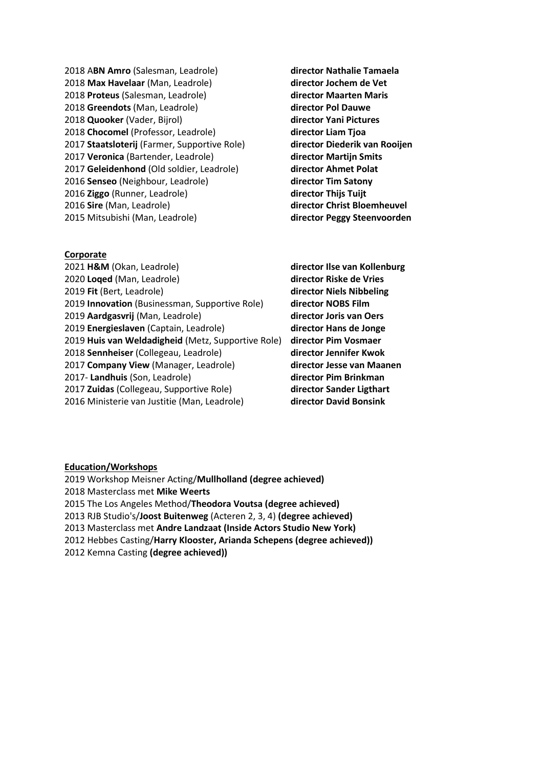2018 A**BN Amro** (Salesman, Leadrole) **director Nathalie Tamaela**
2018 **Max Havelaar** (Man, Leadrole) **director Jochem de Vet**
2018 **Proteus** (Salesman, Leadrole) **director Maarten Maris**
2018 **Greendots** (Man, Leadrole) **director Pol Dauwe**
2018 **Quooker** (Vader, Bijrol) **director Yani Pictures**
2018 **Chocomel** (Professor, Leadrole) **director Liam Tjoa**
2017 **Staatsloterij** (Farmer, Supportive Role) **director Diederik van Rooijen**
2017 **Veronica** (Bartender, Leadrole) **director Martijn Smits**
2017 **Geleidenhond** (Old soldier, Leadrole) **director Ahmet Polat**
2016 **Senseo** (Neighbour, Leadrole) **director Tim Satony**
2016 **Ziggo** (Runner, Leadrole) **director Thijs Tuijt**
2016 **Sire** (Man, Leadrole) **director Christ Bloemheuvel**
2015 Mitsubishi (Man, Leadrole) **director Peggy Steenvoorden**

**Corporate**

2021 **H&M** (Okan, Leadrole) **director Ilse van Kollenburg**
2020 **Loqed** (Man, Leadrole) **director Riske de Vries**
2019 **Fit** (Bert, Leadrole) **director Niels Nibbeling**
2019 **Innovation** (Businessman, Supportive Role) **director NOBS Film**
2019 **Aardgasvrij** (Man, Leadrole) **director Joris van Oers**
2019 **Energieslaven** (Captain, Leadrole) **director Hans de Jonge**
2019 **Huis van Weldadigheid** (Metz, Supportive Role) **director Pim Vosmaer**
2018 **Sennheiser** (Collegeau, Leadrole) **director Jennifer Kwok**
2017 **Company View** (Manager, Leadrole) **director Jesse van Maanen**
2017- **Landhuis** (Son, Leadrole) **director Pim Brinkman**
2017 **Zuidas** (Collegeau, Supportive Role) **director Sander Ligthart**
2016 Ministerie van Justitie (Man, Leadrole) **director David Bonsink**

**Education/Workshops**

2019 Workshop Meisner Acting/**Mullholland (degree achieved)**
2018 Masterclass met **Mike Weerts**
2015 The Los Angeles Method/**Theodora Voutsa (degree achieved)**
2013 RJB Studio's/**Joost Buitenweg** (Acteren 2, 3, 4) **(degree achieved)**
2013 Masterclass met **Andre Landzaat (Inside Actors Studio New York)**
2012 Hebbes Casting/**Harry Klooster, Arianda Schepens (degree achieved))**
2012 Kemna Casting **(degree achieved))**